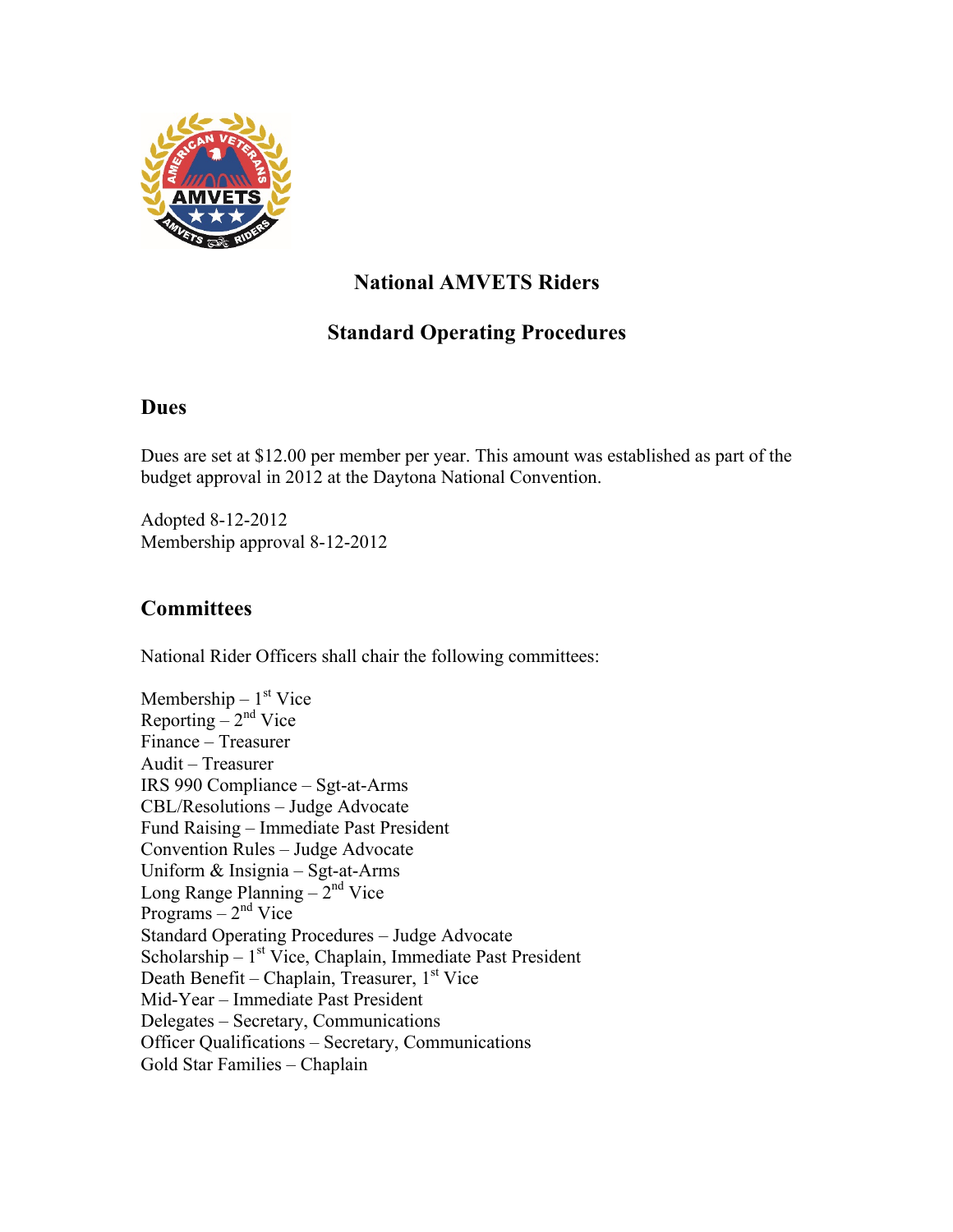# National AMVETS Riders

## Standard Operating Procedures

### Dues

Dues are set at $12.00 per member per year. This amount was established as part of the budget approval in 2012 at the Daytona National Convention.

Adopted 8-12-2012
Membership approval 8-12-2012

### Committees

National Rider Officers shall chair the following committees:

Membership – 1st Vice
Reporting – 2nd Vice
Finance – Treasurer
Audit – Treasurer
IRS 990 Compliance – Sgt-at-Arms
CBL/Resolutions – Judge Advocate
Fund Raising – Immediate Past President
Convention Rules – Judge Advocate
Uniform & Insignia – Sgt-at-Arms
Long Range Planning – 2nd Vice
Programs – 2nd Vice
Standard Operating Procedures – Judge Advocate
Scholarship – 1st Vice, Chaplain, Immediate Past President
Death Benefit – Chaplain, Treasurer, 1st Vice
Mid-Year – Immediate Past President
Delegates – Secretary, Communications
Officer Qualifications – Secretary, Communications
Gold Star Families – Chaplain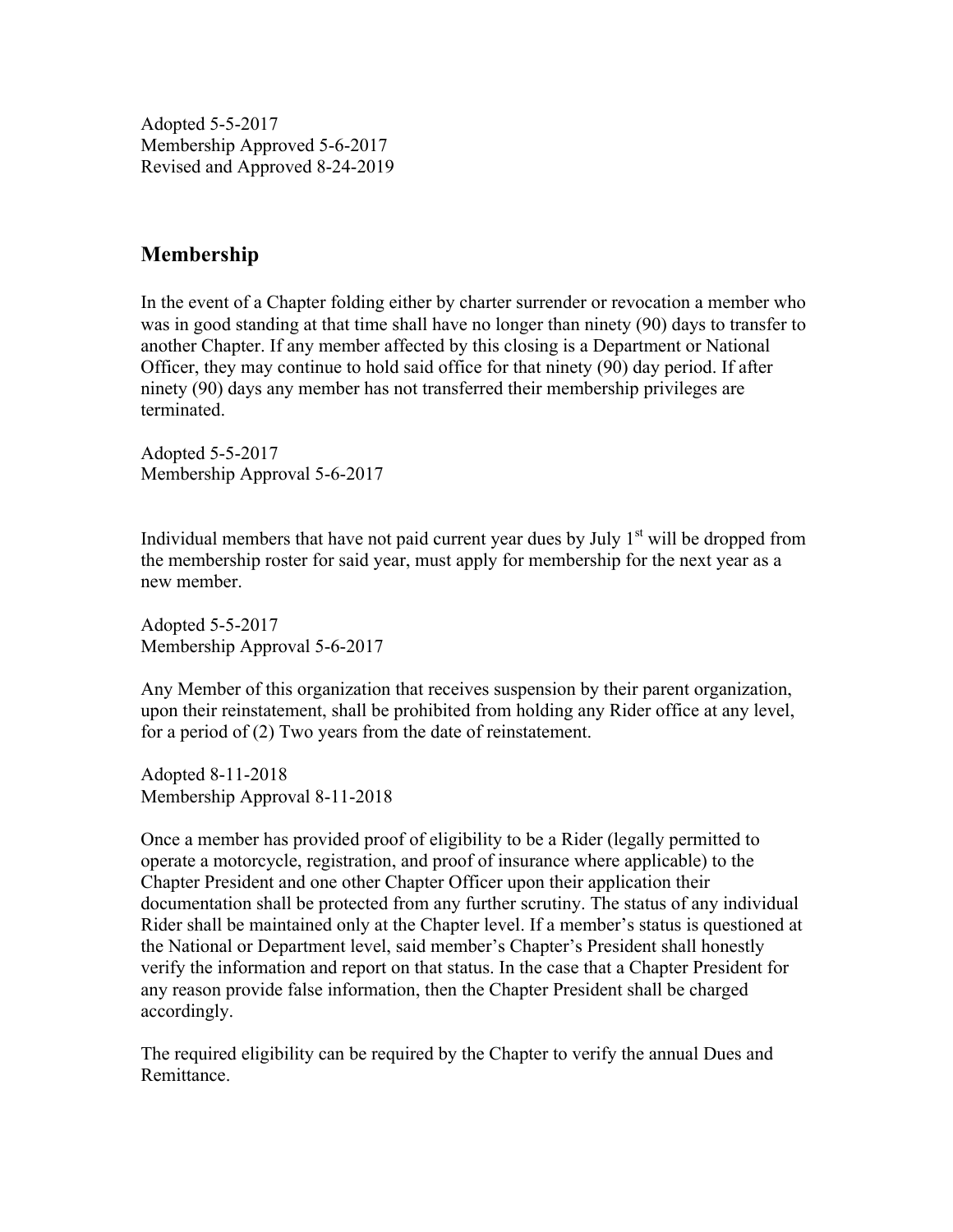Adopted 5-5-2017
Membership Approved 5-6-2017
Revised and Approved 8-24-2019

## Membership

In the event of a Chapter folding either by charter surrender or revocation a member who was in good standing at that time shall have no longer than ninety (90) days to transfer to another Chapter. If any member affected by this closing is a Department or National Officer, they may continue to hold said office for that ninety (90) day period. If after ninety (90) days any member has not transferred their membership privileges are terminated.

Adopted 5-5-2017
Membership Approval 5-6-2017

Individual members that have not paid current year dues by July 1st will be dropped from the membership roster for said year, must apply for membership for the next year as a new member.

Adopted 5-5-2017
Membership Approval 5-6-2017

Any Member of this organization that receives suspension by their parent organization, upon their reinstatement, shall be prohibited from holding any Rider office at any level, for a period of (2) Two years from the date of reinstatement.

Adopted 8-11-2018
Membership Approval 8-11-2018

Once a member has provided proof of eligibility to be a Rider (legally permitted to operate a motorcycle, registration, and proof of insurance where applicable) to the Chapter President and one other Chapter Officer upon their application their documentation shall be protected from any further scrutiny. The status of any individual Rider shall be maintained only at the Chapter level. If a member's status is questioned at the National or Department level, said member's Chapter's President shall honestly verify the information and report on that status. In the case that a Chapter President for any reason provide false information, then the Chapter President shall be charged accordingly.

The required eligibility can be required by the Chapter to verify the annual Dues and Remittance.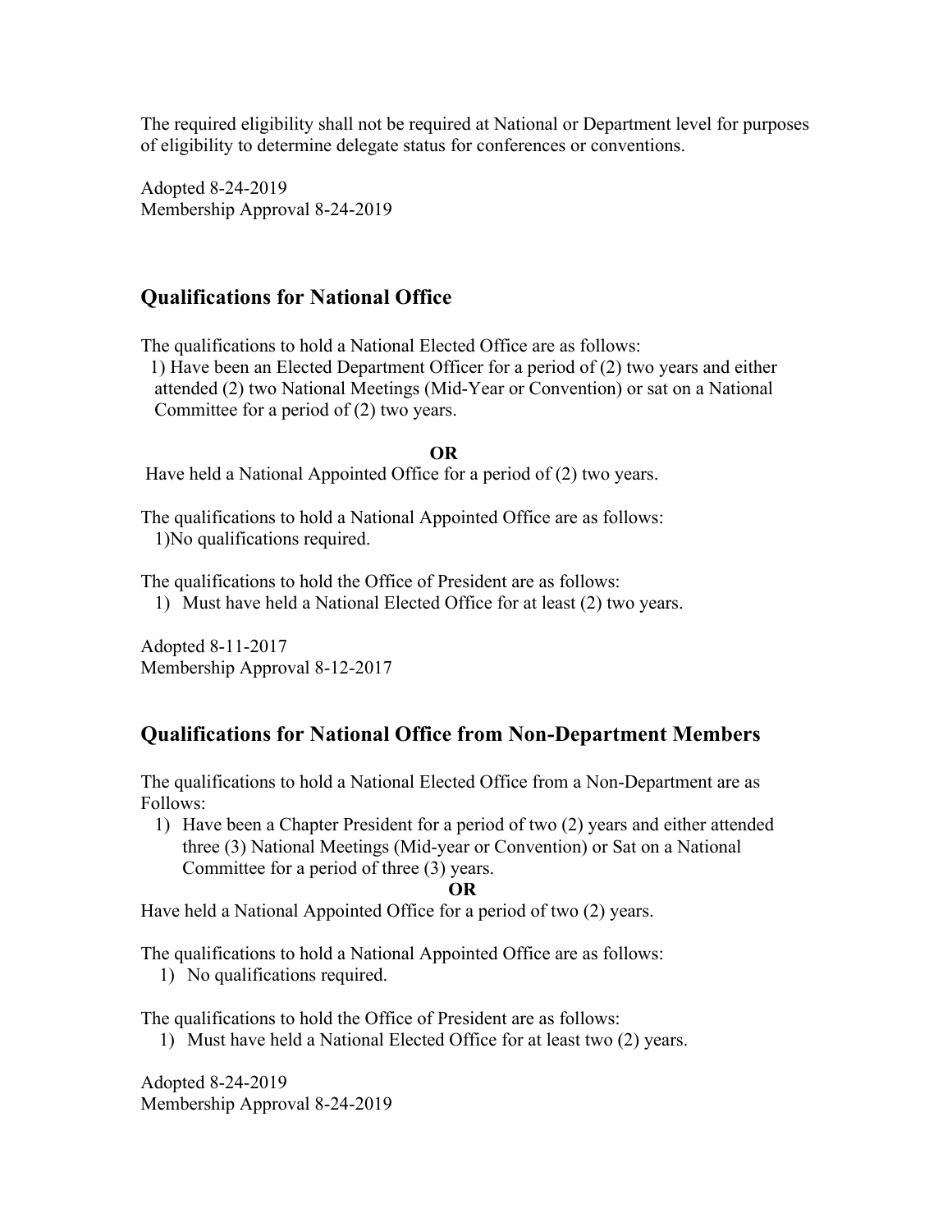The required eligibility shall not be required at National or Department level for purposes of eligibility to determine delegate status for conferences or conventions.

Adopted 8-24-2019
Membership Approval 8-24-2019

## Qualifications for National Office

The qualifications to hold a National Elected Office are as follows:

1) Have been an Elected Department Officer for a period of (2) two years and either attended (2) two National Meetings (Mid-Year or Convention) or sat on a National Committee for a period of (2) two years.

**OR**

Have held a National Appointed Office for a period of (2) two years.

The qualifications to hold a National Appointed Office are as follows:

1)No qualifications required.

The qualifications to hold the Office of President are as follows:

1) Must have held a National Elected Office for at least (2) two years.

Adopted 8-11-2017
Membership Approval 8-12-2017

## Qualifications for National Office from Non-Department Members

The qualifications to hold a National Elected Office from a Non-Department are as Follows:

1) Have been a Chapter President for a period of two (2) years and either attended three (3) National Meetings (Mid-year or Convention) or Sat on a National Committee for a period of three (3) years.

**OR**

Have held a National Appointed Office for a period of two (2) years.

The qualifications to hold a National Appointed Office are as follows:

1) No qualifications required.

The qualifications to hold the Office of President are as follows:

1) Must have held a National Elected Office for at least two (2) years.

Adopted 8-24-2019
Membership Approval 8-24-2019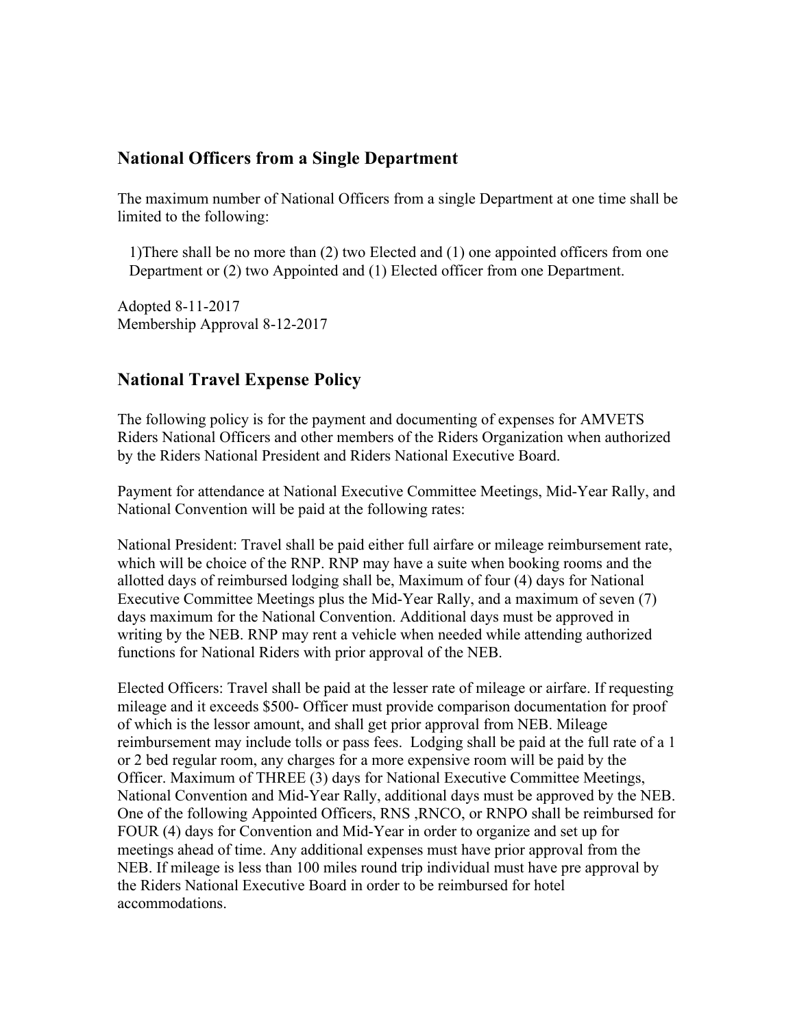## National Officers from a Single Department

The maximum number of National Officers from a single Department at one time shall be limited to the following:

1)There shall be no more than (2) two Elected and (1) one appointed officers from one Department or (2) two Appointed and (1) Elected officer from one Department.

Adopted 8-11-2017
Membership Approval 8-12-2017

## National Travel Expense Policy

The following policy is for the payment and documenting of expenses for AMVETS Riders National Officers and other members of the Riders Organization when authorized by the Riders National President and Riders National Executive Board.

Payment for attendance at National Executive Committee Meetings, Mid-Year Rally, and National Convention will be paid at the following rates:

National President: Travel shall be paid either full airfare or mileage reimbursement rate, which will be choice of the RNP. RNP may have a suite when booking rooms and the allotted days of reimbursed lodging shall be, Maximum of four (4) days for National Executive Committee Meetings plus the Mid-Year Rally, and a maximum of seven (7) days maximum for the National Convention. Additional days must be approved in writing by the NEB. RNP may rent a vehicle when needed while attending authorized functions for National Riders with prior approval of the NEB.

Elected Officers: Travel shall be paid at the lesser rate of mileage or airfare. If requesting mileage and it exceeds $500- Officer must provide comparison documentation for proof of which is the lessor amount, and shall get prior approval from NEB. Mileage reimbursement may include tolls or pass fees. Lodging shall be paid at the full rate of a 1 or 2 bed regular room, any charges for a more expensive room will be paid by the Officer. Maximum of THREE (3) days for National Executive Committee Meetings, National Convention and Mid-Year Rally, additional days must be approved by the NEB. One of the following Appointed Officers, RNS ,RNCO, or RNPO shall be reimbursed for FOUR (4) days for Convention and Mid-Year in order to organize and set up for meetings ahead of time. Any additional expenses must have prior approval from the NEB. If mileage is less than 100 miles round trip individual must have pre approval by the Riders National Executive Board in order to be reimbursed for hotel accommodations.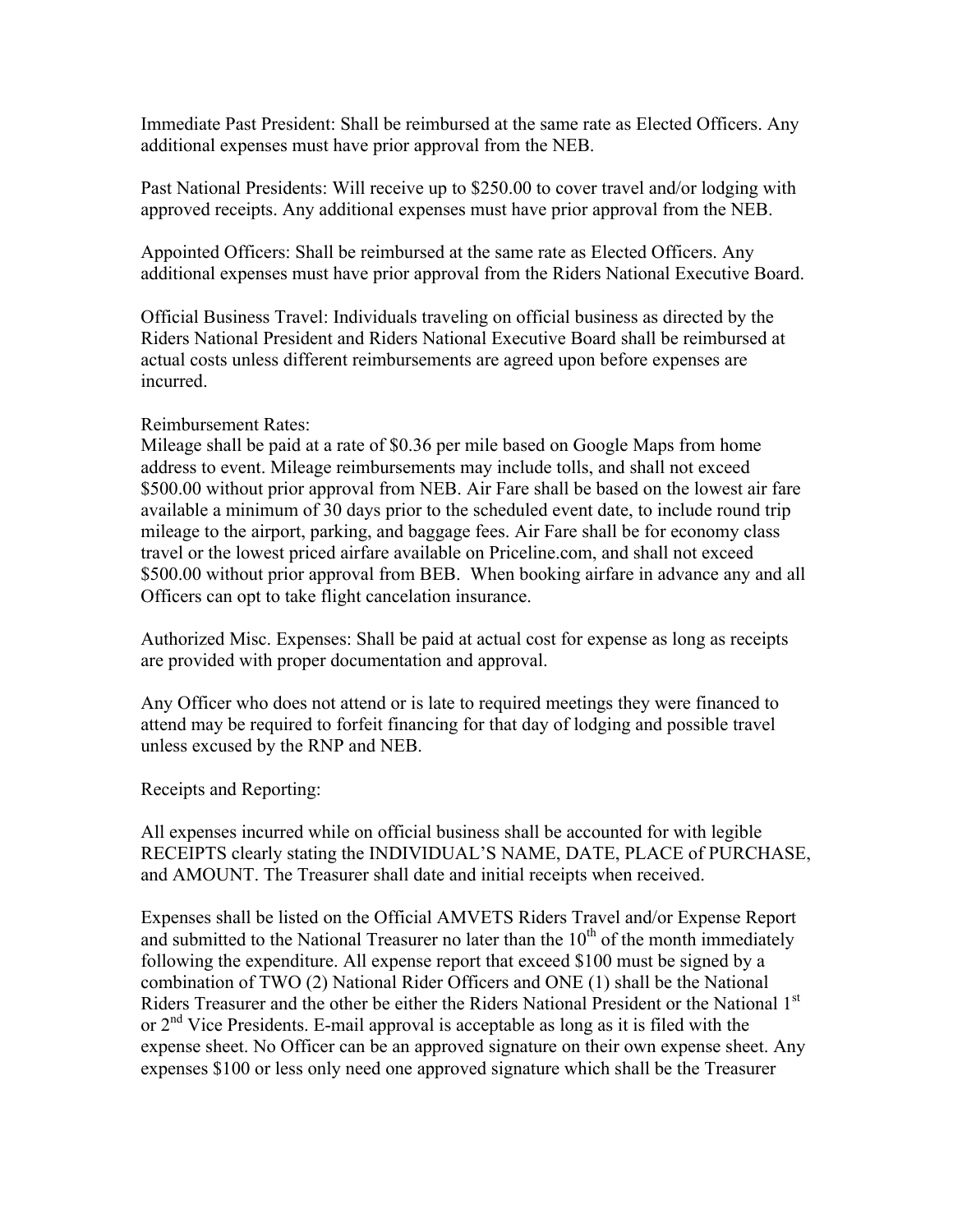Immediate Past President: Shall be reimbursed at the same rate as Elected Officers. Any additional expenses must have prior approval from the NEB.

Past National Presidents: Will receive up to $250.00 to cover travel and/or lodging with approved receipts. Any additional expenses must have prior approval from the NEB.

Appointed Officers: Shall be reimbursed at the same rate as Elected Officers. Any additional expenses must have prior approval from the Riders National Executive Board.

Official Business Travel: Individuals traveling on official business as directed by the Riders National President and Riders National Executive Board shall be reimbursed at actual costs unless different reimbursements are agreed upon before expenses are incurred.

Reimbursement Rates:
Mileage shall be paid at a rate of $0.36 per mile based on Google Maps from home address to event. Mileage reimbursements may include tolls, and shall not exceed $500.00 without prior approval from NEB. Air Fare shall be based on the lowest air fare available a minimum of 30 days prior to the scheduled event date, to include round trip mileage to the airport, parking, and baggage fees. Air Fare shall be for economy class travel or the lowest priced airfare available on Priceline.com, and shall not exceed $500.00 without prior approval from BEB. When booking airfare in advance any and all Officers can opt to take flight cancelation insurance.

Authorized Misc. Expenses: Shall be paid at actual cost for expense as long as receipts are provided with proper documentation and approval.

Any Officer who does not attend or is late to required meetings they were financed to attend may be required to forfeit financing for that day of lodging and possible travel unless excused by the RNP and NEB.

Receipts and Reporting:

All expenses incurred while on official business shall be accounted for with legible RECEIPTS clearly stating the INDIVIDUAL'S NAME, DATE, PLACE of PURCHASE, and AMOUNT. The Treasurer shall date and initial receipts when received.

Expenses shall be listed on the Official AMVETS Riders Travel and/or Expense Report and submitted to the National Treasurer no later than the 10th of the month immediately following the expenditure. All expense report that exceed $100 must be signed by a combination of TWO (2) National Rider Officers and ONE (1) shall be the National Riders Treasurer and the other be either the Riders National President or the National 1st or 2nd Vice Presidents. E-mail approval is acceptable as long as it is filed with the expense sheet. No Officer can be an approved signature on their own expense sheet. Any expenses $100 or less only need one approved signature which shall be the Treasurer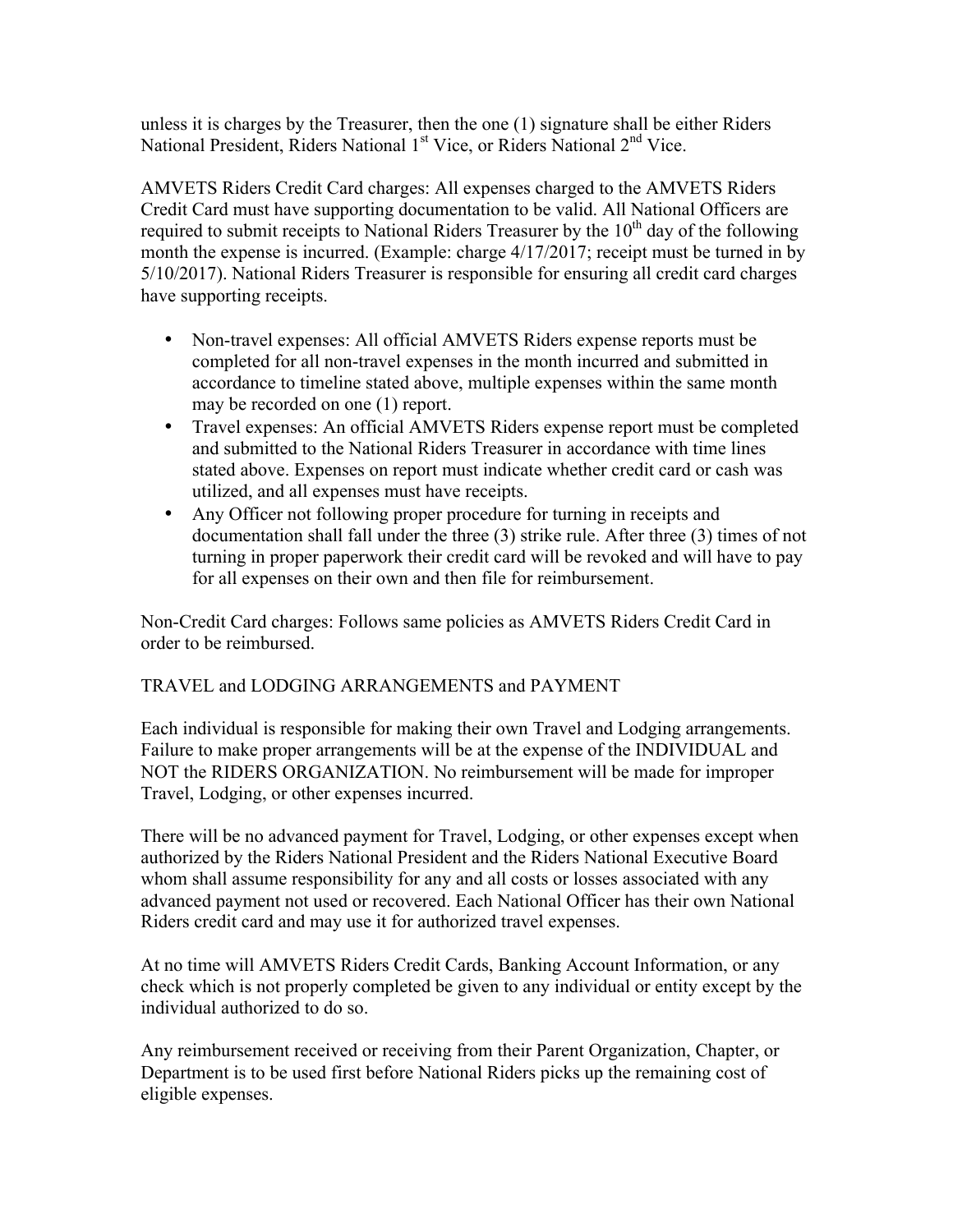unless it is charges by the Treasurer, then the one (1) signature shall be either Riders National President, Riders National 1st Vice, or Riders National 2nd Vice.

AMVETS Riders Credit Card charges: All expenses charged to the AMVETS Riders Credit Card must have supporting documentation to be valid. All National Officers are required to submit receipts to National Riders Treasurer by the 10th day of the following month the expense is incurred. (Example: charge 4/17/2017; receipt must be turned in by 5/10/2017). National Riders Treasurer is responsible for ensuring all credit card charges have supporting receipts.

- Non-travel expenses: All official AMVETS Riders expense reports must be completed for all non-travel expenses in the month incurred and submitted in accordance to timeline stated above, multiple expenses within the same month may be recorded on one (1) report.
- Travel expenses: An official AMVETS Riders expense report must be completed and submitted to the National Riders Treasurer in accordance with time lines stated above. Expenses on report must indicate whether credit card or cash was utilized, and all expenses must have receipts.
- Any Officer not following proper procedure for turning in receipts and documentation shall fall under the three (3) strike rule. After three (3) times of not turning in proper paperwork their credit card will be revoked and will have to pay for all expenses on their own and then file for reimbursement.

Non-Credit Card charges: Follows same policies as AMVETS Riders Credit Card in order to be reimbursed.

TRAVEL and LODGING ARRANGEMENTS and PAYMENT

Each individual is responsible for making their own Travel and Lodging arrangements. Failure to make proper arrangements will be at the expense of the INDIVIDUAL and NOT the RIDERS ORGANIZATION. No reimbursement will be made for improper Travel, Lodging, or other expenses incurred.

There will be no advanced payment for Travel, Lodging, or other expenses except when authorized by the Riders National President and the Riders National Executive Board whom shall assume responsibility for any and all costs or losses associated with any advanced payment not used or recovered. Each National Officer has their own National Riders credit card and may use it for authorized travel expenses.

At no time will AMVETS Riders Credit Cards, Banking Account Information, or any check which is not properly completed be given to any individual or entity except by the individual authorized to do so.

Any reimbursement received or receiving from their Parent Organization, Chapter, or Department is to be used first before National Riders picks up the remaining cost of eligible expenses.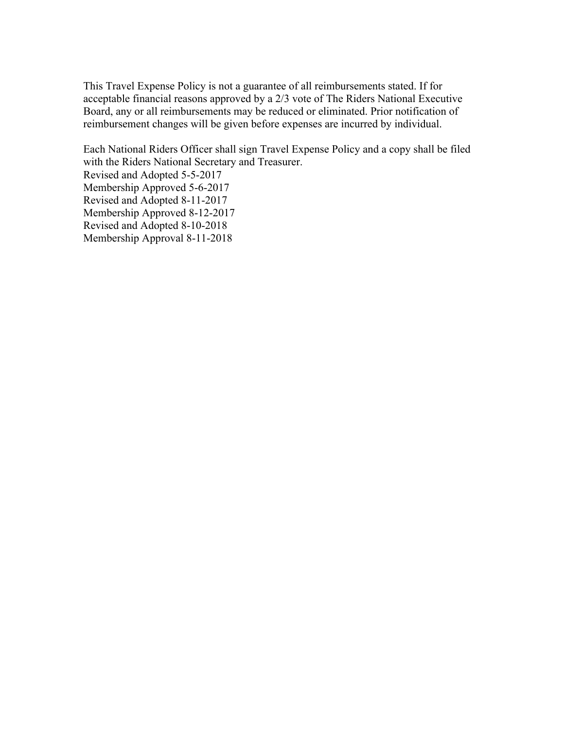This Travel Expense Policy is not a guarantee of all reimbursements stated. If for acceptable financial reasons approved by a 2/3 vote of The Riders National Executive Board, any or all reimbursements may be reduced or eliminated. Prior notification of reimbursement changes will be given before expenses are incurred by individual.

Each National Riders Officer shall sign Travel Expense Policy and a copy shall be filed with the Riders National Secretary and Treasurer.  
Revised and Adopted 5-5-2017  
Membership Approved 5-6-2017  
Revised and Adopted 8-11-2017  
Membership Approved 8-12-2017  
Revised and Adopted 8-10-2018  
Membership Approval 8-11-2018